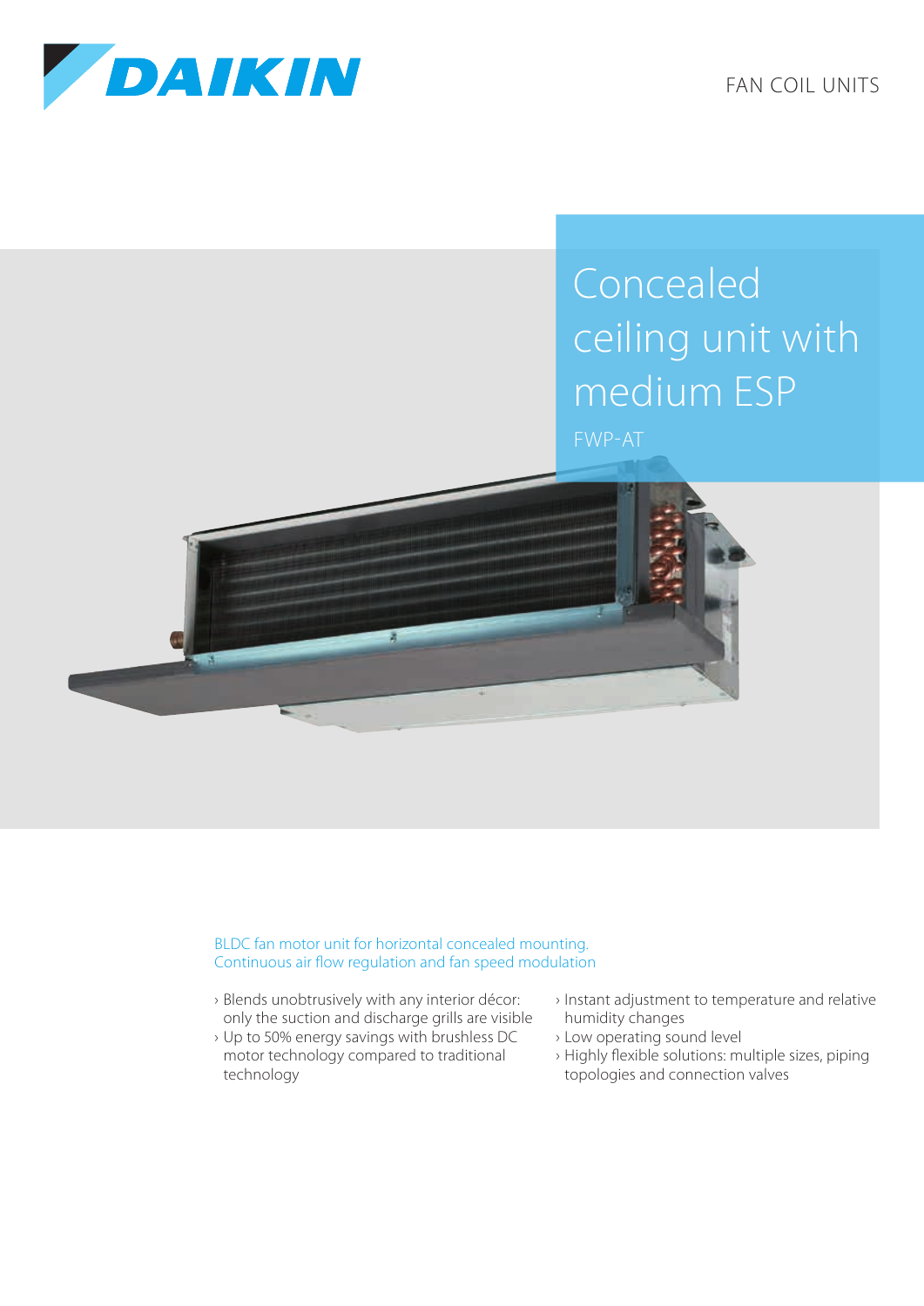DAIKIN

FAN COIL UNITS

# Concealed ceiling unit with medium ESP

FWP-AT

BLDC fan motor unit for horizontal concealed mounting.
Continuous air flow regulation and fan speed modulation

- Blends unobtrusively with any interior décor: only the suction and discharge grills are visible
- Up to 50% energy savings with brushless DC motor technology compared to traditional technology
- Instant adjustment to temperature and relative humidity changes
- Low operating sound level
- Highly flexible solutions: multiple sizes, piping topologies and connection valves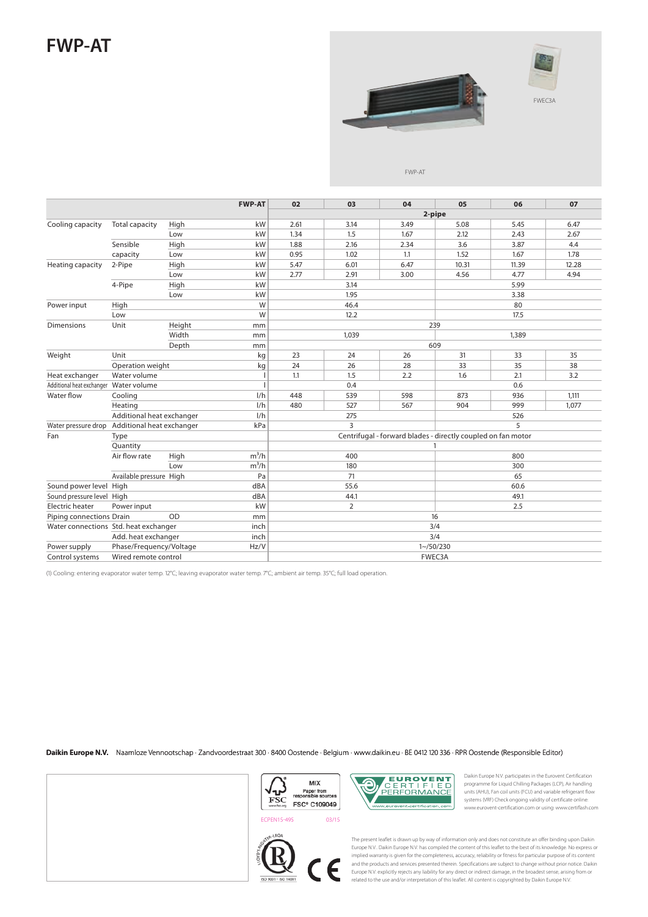# FWP-AT

FWEC3A

FWP-AT

| | | | FWP-AT | 02 | 03 | 04 | 05 | 06 | 07 |
|---|---|---|---|---|---|---|---|---|---|
| | | | | 2-pipe | | | | | |
| Cooling capacity | Total capacity | High | kW | 2.61 | 3.14 | 3.49 | 5.08 | 5.45 | 6.47 |
| | | Low | kW | 1.34 | 1.5 | 1.67 | 2.12 | 2.43 | 2.67 |
| | Sensible capacity | High | kW | 1.88 | 2.16 | 2.34 | 3.6 | 3.87 | 4.4 |
| | | Low | kW | 0.95 | 1.02 | 1.1 | 1.52 | 1.67 | 1.78 |
| Heating capacity | 2-Pipe | High | kW | 5.47 | 6.01 | 6.47 | 10.31 | 11.39 | 12.28 |
| | | Low | kW | 2.77 | 2.91 | 3.00 | 4.56 | 4.77 | 4.94 |
| | 4-Pipe | High | kW | 3.14 | | | 5.99 | | |
| | | Low | kW | 1.95 | | | 3.38 | | |
| Power input | High | | W | 46.4 | | | 80 | | |
| | Low | | W | 12.2 | | | 17.5 | | |
| Dimensions | Unit | Height | mm | 239 | | | | | |
| | | Width | mm | 1,039 | | | 1,389 | | |
| | | Depth | mm | 609 | | | | | |
| Weight | Unit | | kg | 23 | 24 | 26 | 31 | 33 | 35 |
| | Operation weight | | kg | 24 | 26 | 28 | 33 | 35 | 38 |
| Heat exchanger | Water volume | | l | 1.1 | 1.5 | 2.2 | 1.6 | 2.1 | 3.2 |
| Additional heat exchanger | Water volume | | l | 0.4 | | | 0.6 | | |
| Water flow | Cooling | | l/h | 448 | 539 | 598 | 873 | 936 | 1,111 |
| | Heating | | l/h | 480 | 527 | 567 | 904 | 999 | 1,077 |
| | Additional heat exchanger | | l/h | 275 | | | 526 | | |
| Water pressure drop | Additional heat exchanger | | kPa | 3 | | | 5 | | |
| Fan | Type | | | Centrifugal - forward blades - directly coupled on fan motor | | | | | |
| | Quantity | | | 1 | | | | | |
| | Air flow rate | High | $m^3/h$ | 400 | | | 800 | | |
| | | Low | $m^3/h$ | 180 | | | 300 | | |
| | Available pressure | High | Pa | 71 | | | 65 | | |
| Sound power level | High | | dBA | 55.6 | | | 60.6 | | |
| Sound pressure level | High | | dBA | 44.1 | | | 49.1 | | |
| Electric heater | Power input | | kW | 2 | | | 2.5 | | |
| Piping connections | Drain | OD | mm | 16 | | | | | |
| Water connections | Std. heat exchanger | | inch | 3/4 | | | | | |
| | Add. heat exchanger | | inch | 3/4 | | | | | |
| Power supply | Phase/Frequency/Voltage | | Hz/V | 1~/50/230 | | | | | |
| Control systems | Wired remote control | | | FWEC3A | | | | | |

(1) Cooling: entering evaporator water temp. 12°C; leaving evaporator water temp. 7°C; ambient air temp. 35°C; full load operation.

**Daikin Europe N.V.** Naamloze Vennootschap · Zandvoordestraat 300 · 8400 Oostende · Belgium · www.daikin.eu · BE 0412 120 336 · RPR Oostende (Responsible Editor)

MIX Paper from responsible sources FSC® C109049

ECPEN15-495 03/15

Daikin Europe N.V. participates in the Eurovent Certification programme for Liquid Chilling Packages (LCP), Air handling units (AHU), Fan coil units (FCU) and variable refrigerant flow systems (VRF) Check ongoing validity of certificate online: www.eurovent-certification.com or using: www.certiflash.com

The present leaflet is drawn up by way of information only and does not constitute an offer binding upon Daikin Europe N.V.. Daikin Europe N.V. has compiled the content of this leaflet to the best of its knowledge. No express or implied warranty is given for the completeness, accuracy, reliability or fitness for particular purpose of its content and the products and services presented therein. Specifications are subject to change without prior notice. Daikin Europe N.V. explicitly rejects any liability for any direct or indirect damage, in the broadest sense, arising from or related to the use and/or interpretation of this leaflet. All content is copyrighted by Daikin Europe N.V.